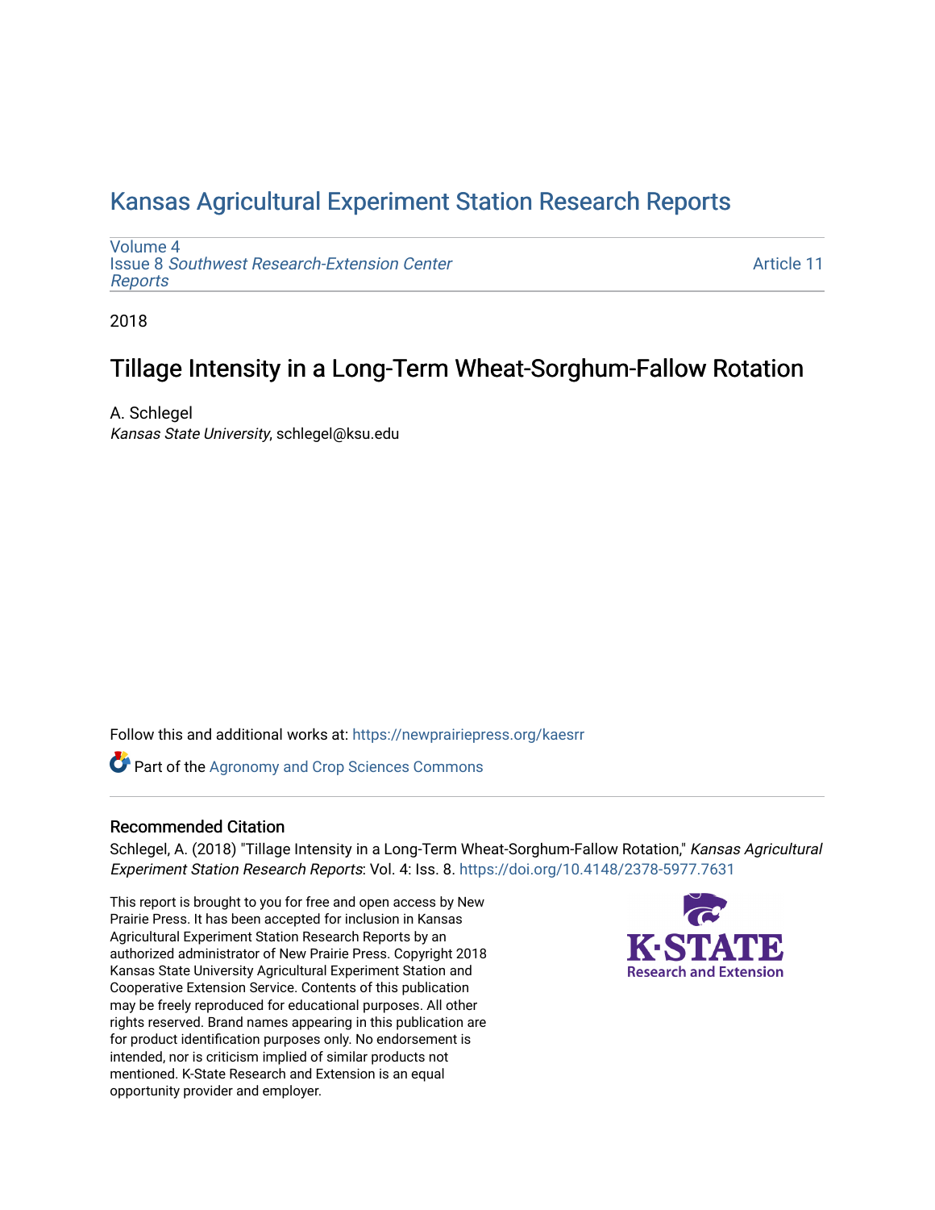# Kansas Agricultural Experiment Station Research Reports

Volume 4
Issue 8 *Southwest Research-Extension Center Reports*

Article 11

2018

## Tillage Intensity in a Long-Term Wheat-Sorghum-Fallow Rotation

A. Schlegel
*Kansas State University*, schlegel@ksu.edu

Follow this and additional works at: https://newprairiepress.org/kaesrr

Part of the Agronomy and Crop Sciences Commons

### Recommended Citation

Schlegel, A. (2018) "Tillage Intensity in a Long-Term Wheat-Sorghum-Fallow Rotation," *Kansas Agricultural Experiment Station Research Reports*: Vol. 4: Iss. 8. https://doi.org/10.4148/2378-5977.7631

This report is brought to you for free and open access by New Prairie Press. It has been accepted for inclusion in Kansas Agricultural Experiment Station Research Reports by an authorized administrator of New Prairie Press. Copyright 2018 Kansas State University Agricultural Experiment Station and Cooperative Extension Service. Contents of this publication may be freely reproduced for educational purposes. All other rights reserved. Brand names appearing in this publication are for product identification purposes only. No endorsement is intended, nor is criticism implied of similar products not mentioned. K-State Research and Extension is an equal opportunity provider and employer.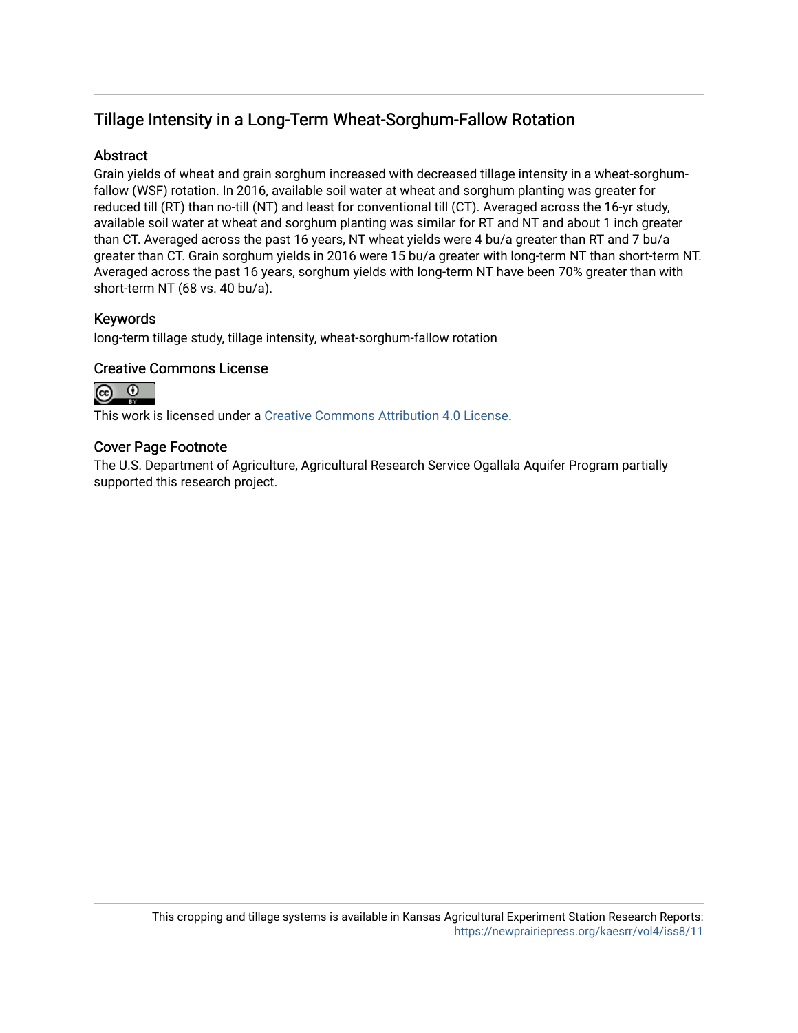# Tillage Intensity in a Long-Term Wheat-Sorghum-Fallow Rotation

## Abstract

Grain yields of wheat and grain sorghum increased with decreased tillage intensity in a wheat-sorghum-fallow (WSF) rotation. In 2016, available soil water at wheat and sorghum planting was greater for reduced till (RT) than no-till (NT) and least for conventional till (CT). Averaged across the 16-yr study, available soil water at wheat and sorghum planting was similar for RT and NT and about 1 inch greater than CT. Averaged across the past 16 years, NT wheat yields were 4 bu/a greater than RT and 7 bu/a greater than CT. Grain sorghum yields in 2016 were 15 bu/a greater with long-term NT than short-term NT. Averaged across the past 16 years, sorghum yields with long-term NT have been 70% greater than with short-term NT (68 vs. 40 bu/a).

## Keywords

long-term tillage study, tillage intensity, wheat-sorghum-fallow rotation

## Creative Commons License

This work is licensed under a Creative Commons Attribution 4.0 License.

## Cover Page Footnote

The U.S. Department of Agriculture, Agricultural Research Service Ogallala Aquifer Program partially supported this research project.

This cropping and tillage systems is available in Kansas Agricultural Experiment Station Research Reports: https://newprairiepress.org/kaesrr/vol4/iss8/11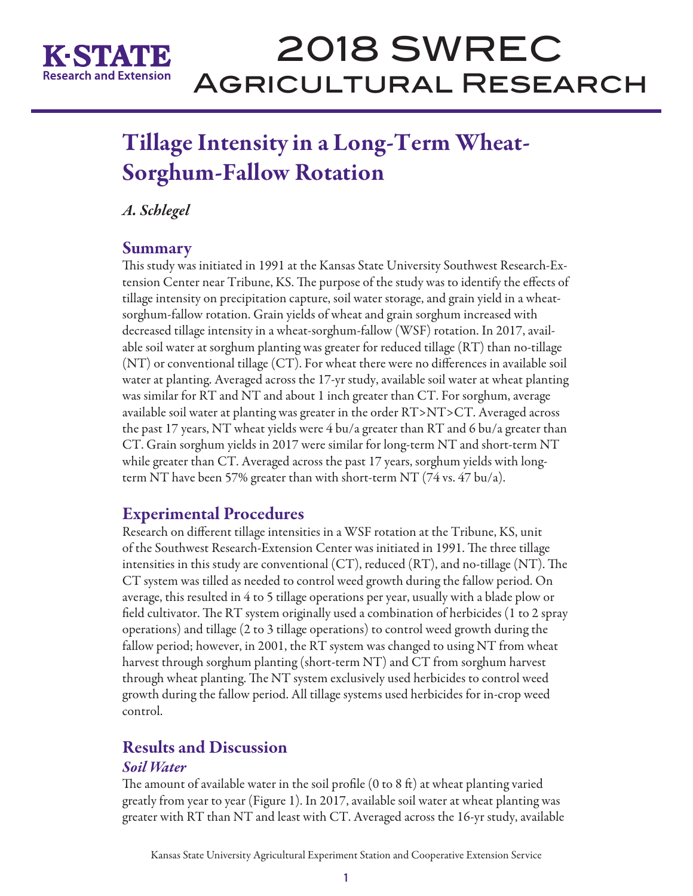# Tillage Intensity in a Long-Term Wheat-Sorghum-Fallow Rotation

*A. Schlegel*

## Summary

This study was initiated in 1991 at the Kansas State University Southwest Research-Extension Center near Tribune, KS. The purpose of the study was to identify the effects of tillage intensity on precipitation capture, soil water storage, and grain yield in a wheat-sorghum-fallow rotation. Grain yields of wheat and grain sorghum increased with decreased tillage intensity in a wheat-sorghum-fallow (WSF) rotation. In 2017, available soil water at sorghum planting was greater for reduced tillage (RT) than no-tillage (NT) or conventional tillage (CT). For wheat there were no differences in available soil water at planting. Averaged across the 17-yr study, available soil water at wheat planting was similar for RT and NT and about 1 inch greater than CT. For sorghum, average available soil water at planting was greater in the order RT>NT>CT. Averaged across the past 17 years, NT wheat yields were 4 bu/a greater than RT and 6 bu/a greater than CT. Grain sorghum yields in 2017 were similar for long-term NT and short-term NT while greater than CT. Averaged across the past 17 years, sorghum yields with long-term NT have been 57% greater than with short-term NT (74 vs. 47 bu/a).

## Experimental Procedures

Research on different tillage intensities in a WSF rotation at the Tribune, KS, unit of the Southwest Research-Extension Center was initiated in 1991. The three tillage intensities in this study are conventional (CT), reduced (RT), and no-tillage (NT). The CT system was tilled as needed to control weed growth during the fallow period. On average, this resulted in 4 to 5 tillage operations per year, usually with a blade plow or field cultivator. The RT system originally used a combination of herbicides (1 to 2 spray operations) and tillage (2 to 3 tillage operations) to control weed growth during the fallow period; however, in 2001, the RT system was changed to using NT from wheat harvest through sorghum planting (short-term NT) and CT from sorghum harvest through wheat planting. The NT system exclusively used herbicides to control weed growth during the fallow period. All tillage systems used herbicides for in-crop weed control.

## Results and Discussion

### *Soil Water*

The amount of available water in the soil profile (0 to 8 ft) at wheat planting varied greatly from year to year (Figure 1). In 2017, available soil water at wheat planting was greater with RT than NT and least with CT. Averaged across the 16-yr study, available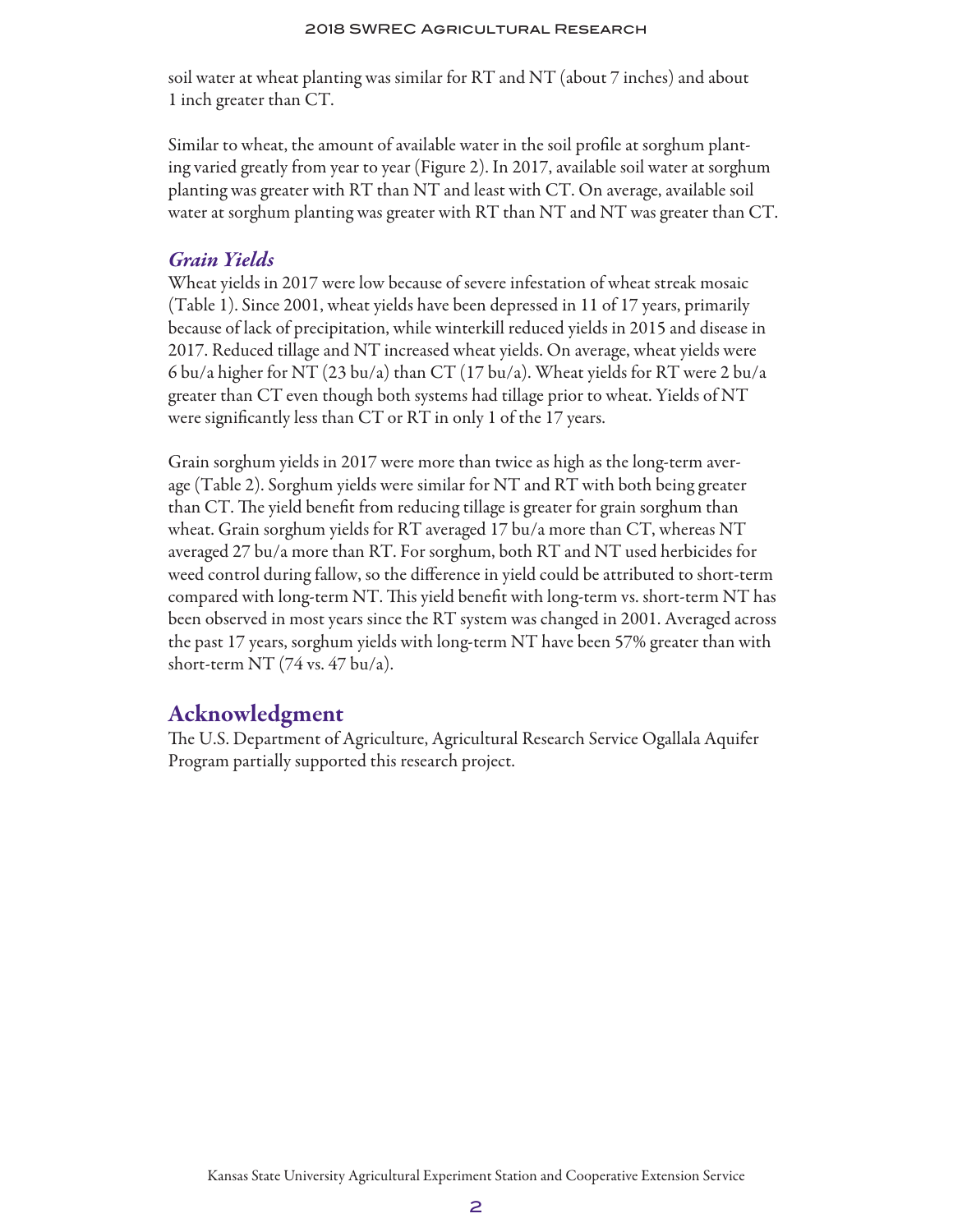soil water at wheat planting was similar for RT and NT (about 7 inches) and about 1 inch greater than CT.

Similar to wheat, the amount of available water in the soil profile at sorghum planting varied greatly from year to year (Figure 2). In 2017, available soil water at sorghum planting was greater with RT than NT and least with CT. On average, available soil water at sorghum planting was greater with RT than NT and NT was greater than CT.

### *Grain Yields*

Wheat yields in 2017 were low because of severe infestation of wheat streak mosaic (Table 1). Since 2001, wheat yields have been depressed in 11 of 17 years, primarily because of lack of precipitation, while winterkill reduced yields in 2015 and disease in 2017. Reduced tillage and NT increased wheat yields. On average, wheat yields were 6 bu/a higher for NT (23 bu/a) than CT (17 bu/a). Wheat yields for RT were 2 bu/a greater than CT even though both systems had tillage prior to wheat. Yields of NT were significantly less than CT or RT in only 1 of the 17 years.

Grain sorghum yields in 2017 were more than twice as high as the long-term average (Table 2). Sorghum yields were similar for NT and RT with both being greater than CT. The yield benefit from reducing tillage is greater for grain sorghum than wheat. Grain sorghum yields for RT averaged 17 bu/a more than CT, whereas NT averaged 27 bu/a more than RT. For sorghum, both RT and NT used herbicides for weed control during fallow, so the difference in yield could be attributed to short-term compared with long-term NT. This yield benefit with long-term vs. short-term NT has been observed in most years since the RT system was changed in 2001. Averaged across the past 17 years, sorghum yields with long-term NT have been 57% greater than with short-term NT (74 vs. 47 bu/a).

## Acknowledgment

The U.S. Department of Agriculture, Agricultural Research Service Ogallala Aquifer Program partially supported this research project.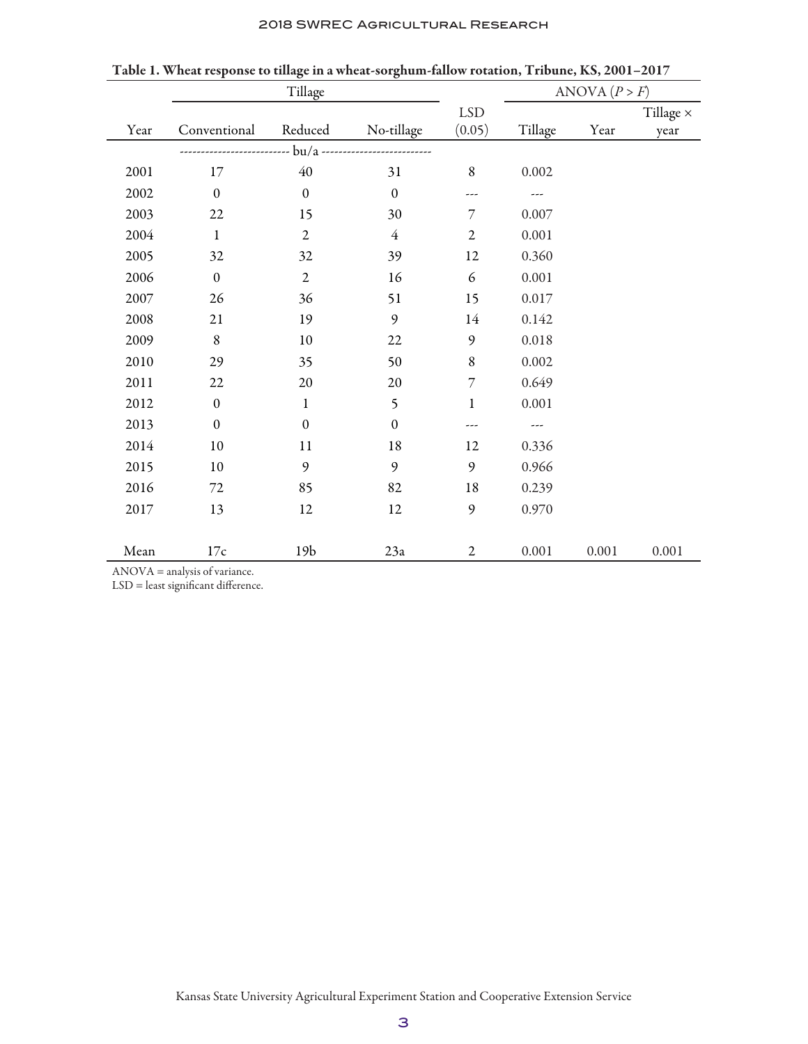Table 1. Wheat response to tillage in a wheat-sorghum-fallow rotation, Tribune, KS, 2001–2017

| | Tillage | | | | ANOVA ($P > F$) | | |
|---|---|---|---|---|---|---|---|
| Year | Conventional | Reduced | No-tillage | LSD (0.05) | Tillage | Year | Tillage × year |
| | bu/a | | | | | | |
| 2001 | 17 | 40 | 31 | 8 | 0.002 | | |
| 2002 | 0 | 0 | 0 | --- | --- | | |
| 2003 | 22 | 15 | 30 | 7 | 0.007 | | |
| 2004 | 1 | 2 | 4 | 2 | 0.001 | | |
| 2005 | 32 | 32 | 39 | 12 | 0.360 | | |
| 2006 | 0 | 2 | 16 | 6 | 0.001 | | |
| 2007 | 26 | 36 | 51 | 15 | 0.017 | | |
| 2008 | 21 | 19 | 9 | 14 | 0.142 | | |
| 2009 | 8 | 10 | 22 | 9 | 0.018 | | |
| 2010 | 29 | 35 | 50 | 8 | 0.002 | | |
| 2011 | 22 | 20 | 20 | 7 | 0.649 | | |
| 2012 | 0 | 1 | 5 | 1 | 0.001 | | |
| 2013 | 0 | 0 | 0 | --- | --- | | |
| 2014 | 10 | 11 | 18 | 12 | 0.336 | | |
| 2015 | 10 | 9 | 9 | 9 | 0.966 | | |
| 2016 | 72 | 85 | 82 | 18 | 0.239 | | |
| 2017 | 13 | 12 | 12 | 9 | 0.970 | | |
| Mean | 17c | 19b | 23a | 2 | 0.001 | 0.001 | 0.001 |

ANOVA = analysis of variance.
LSD = least significant difference.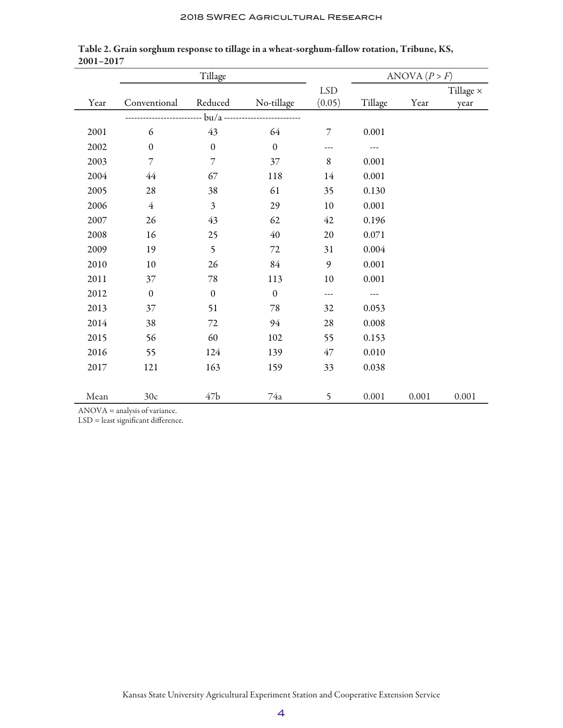**Table 2. Grain sorghum response to tillage in a wheat-sorghum-fallow rotation, Tribune, KS, 2001–2017**

| | Tillage | | | | ANOVA ($P > F$) | | |
|---|---|---|---|---|---|---|---|
| Year | Conventional | Reduced | No-tillage | LSD (0.05) | Tillage | Year | Tillage × year |
| | bu/a | | | | | | |
| 2001 | 6 | 43 | 64 | 7 | 0.001 | | |
| 2002 | 0 | 0 | 0 | --- | --- | | |
| 2003 | 7 | 7 | 37 | 8 | 0.001 | | |
| 2004 | 44 | 67 | 118 | 14 | 0.001 | | |
| 2005 | 28 | 38 | 61 | 35 | 0.130 | | |
| 2006 | 4 | 3 | 29 | 10 | 0.001 | | |
| 2007 | 26 | 43 | 62 | 42 | 0.196 | | |
| 2008 | 16 | 25 | 40 | 20 | 0.071 | | |
| 2009 | 19 | 5 | 72 | 31 | 0.004 | | |
| 2010 | 10 | 26 | 84 | 9 | 0.001 | | |
| 2011 | 37 | 78 | 113 | 10 | 0.001 | | |
| 2012 | 0 | 0 | 0 | --- | --- | | |
| 2013 | 37 | 51 | 78 | 32 | 0.053 | | |
| 2014 | 38 | 72 | 94 | 28 | 0.008 | | |
| 2015 | 56 | 60 | 102 | 55 | 0.153 | | |
| 2016 | 55 | 124 | 139 | 47 | 0.010 | | |
| 2017 | 121 | 163 | 159 | 33 | 0.038 | | |
| Mean | 30c | 47b | 74a | 5 | 0.001 | 0.001 | 0.001 |

ANOVA = analysis of variance.
LSD = least significant difference.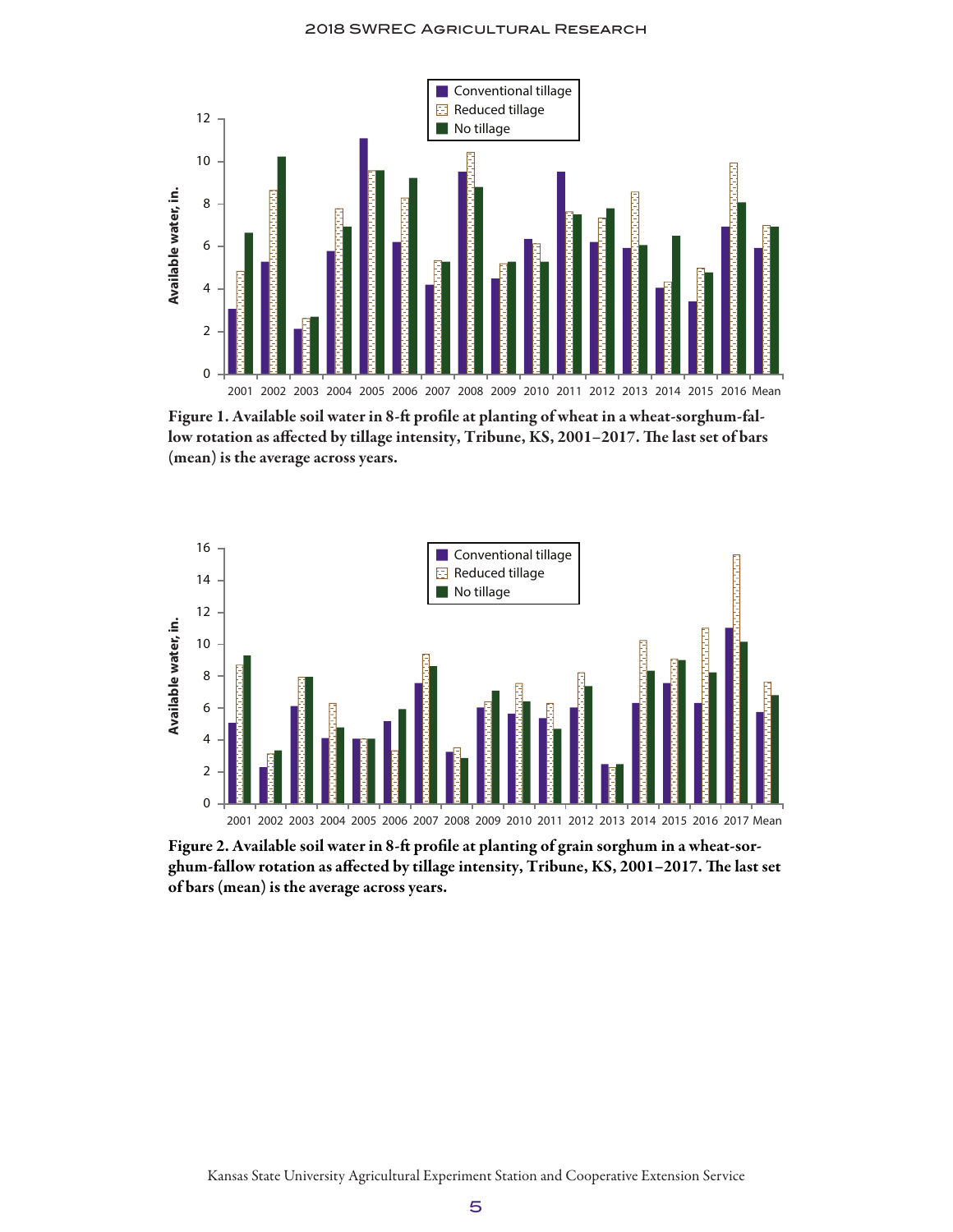Conventional tillage
Reduced tillage
No tillage

Available water, in.

0
2
4
6
8
10
12

2001 2002 2003 2004 2005 2006 2007 2008 2009 2010 2011 2012 2013 2014 2015 2016 Mean

**Figure 1. Available soil water in 8-ft profile at planting of wheat in a wheat-sorghum-fallow rotation as affected by tillage intensity, Tribune, KS, 2001–2017. The last set of bars (mean) is the average across years.**

Conventional tillage
Reduced tillage
No tillage

Available water, in.

0
2
4
6
8
10
12
14
16

2001 2002 2003 2004 2005 2006 2007 2008 2009 2010 2011 2012 2013 2014 2015 2016 2017 Mean

**Figure 2. Available soil water in 8-ft profile at planting of grain sorghum in a wheat-sorghum-fallow rotation as affected by tillage intensity, Tribune, KS, 2001–2017. The last set of bars (mean) is the average across years.**